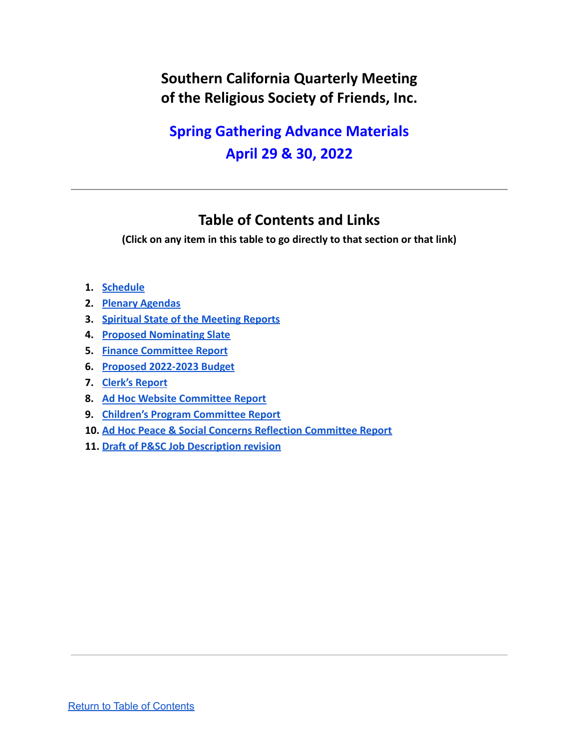# Southern California Quarterly Meeting of the Religious Society of Friends, Inc.

## Spring Gathering Advance Materials
## April 29 & 30, 2022

---

## Table of Contents and Links

**(Click on any item in this table to go directly to that section or that link)**

1. **Schedule**
2. **Plenary Agendas**
3. **Spiritual State of the Meeting Reports**
4. **Proposed Nominating Slate**
5. **Finance Committee Report**
6. **Proposed 2022-2023 Budget**
7. **Clerk's Report**
8. **Ad Hoc Website Committee Report**
9. **Children's Program Committee Report**
10. **Ad Hoc Peace & Social Concerns Reflection Committee Report**
11. **Draft of P&SC Job Description revision**

---

Return to Table of Contents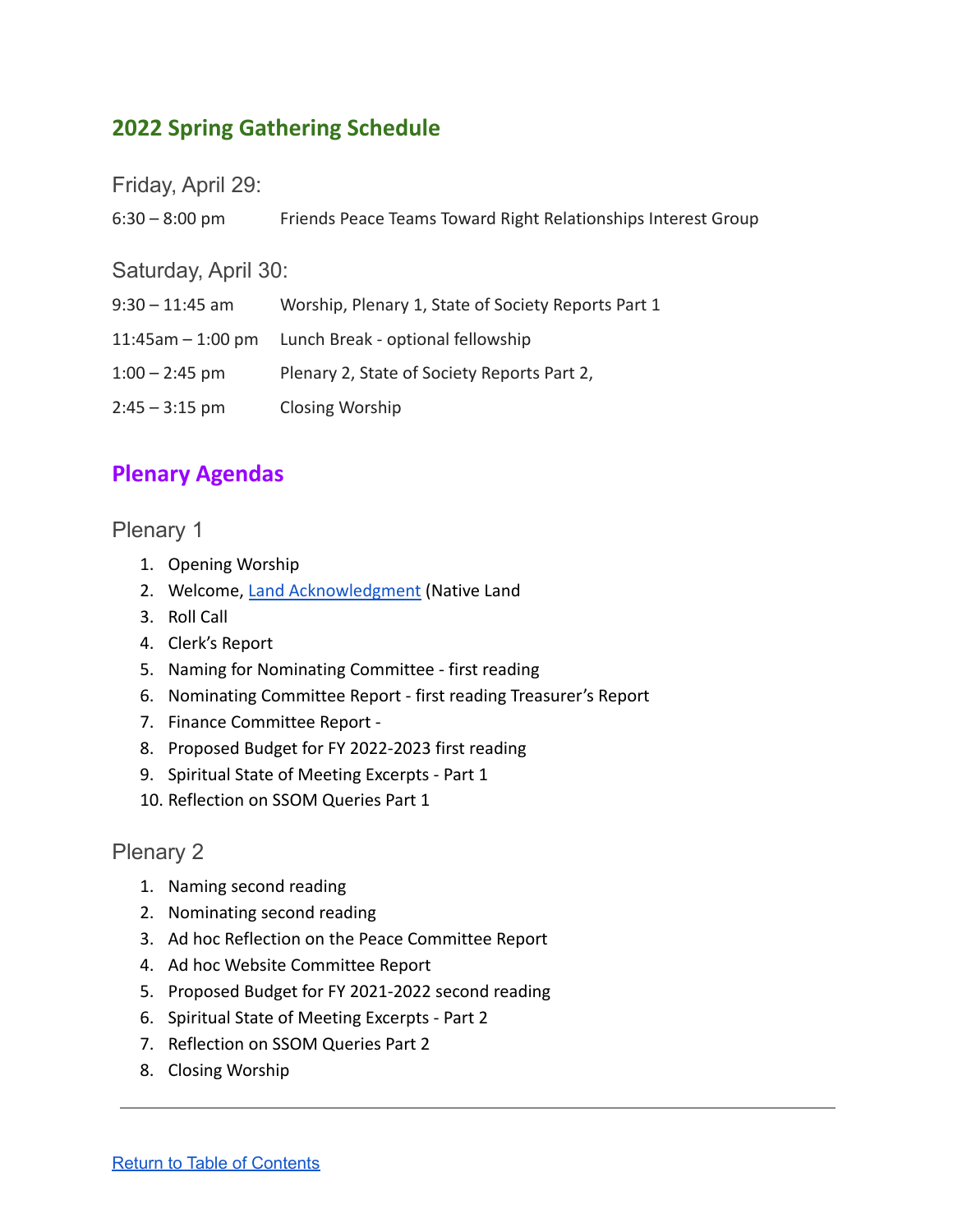## 2022 Spring Gathering Schedule

### Friday, April 29:

| | |
|---|---|
| 6:30 – 8:00 pm | Friends Peace Teams Toward Right Relationships Interest Group |

### Saturday, April 30:

| | |
|---|---|
| 9:30 – 11:45 am | Worship, Plenary 1, State of Society Reports Part 1 |
| 11:45am – 1:00 pm | Lunch Break - optional fellowship |
| 1:00 – 2:45 pm | Plenary 2, State of Society Reports Part 2, |
| 2:45 – 3:15 pm | Closing Worship |

## Plenary Agendas

### Plenary 1

1. Opening Worship
2. Welcome, [Land Acknowledgment](#) (Native Land
3. Roll Call
4. Clerk's Report
5. Naming for Nominating Committee - first reading
6. Nominating Committee Report - first reading Treasurer's Report
7. Finance Committee Report -
8. Proposed Budget for FY 2022-2023 first reading
9. Spiritual State of Meeting Excerpts - Part 1
10. Reflection on SSOM Queries Part 1

### Plenary 2

1. Naming second reading
2. Nominating second reading
3. Ad hoc Reflection on the Peace Committee Report
4. Ad hoc Website Committee Report
5. Proposed Budget for FY 2021-2022 second reading
6. Spiritual State of Meeting Excerpts - Part 2
7. Reflection on SSOM Queries Part 2
8. Closing Worship

---

[Return to Table of Contents](#)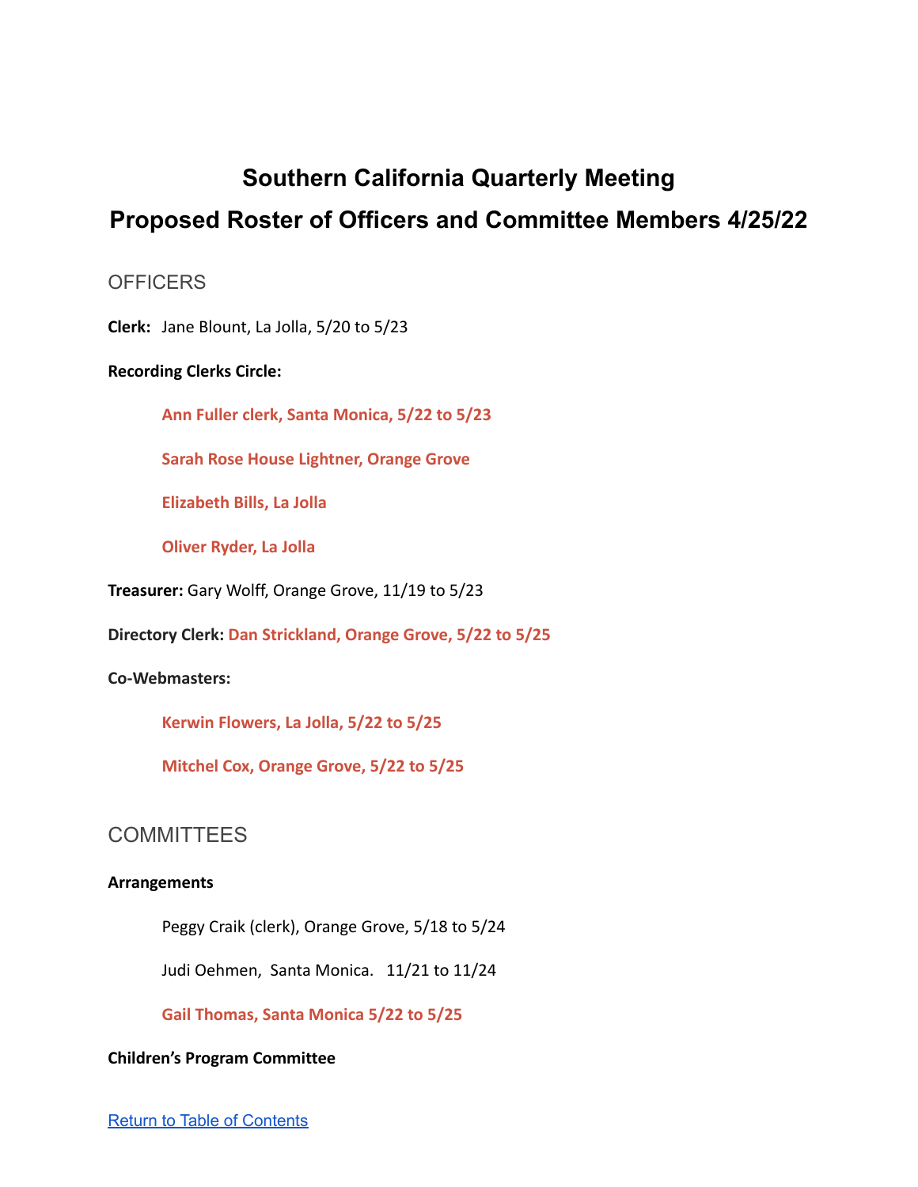# Southern California Quarterly Meeting

# Proposed Roster of Officers and Committee Members 4/25/22

## OFFICERS

**Clerk:** Jane Blount, La Jolla, 5/20 to 5/23

**Recording Clerks Circle:**

> **Ann Fuller clerk, Santa Monica, 5/22 to 5/23**
>
> **Sarah Rose House Lightner, Orange Grove**
>
> **Elizabeth Bills, La Jolla**
>
> **Oliver Ryder, La Jolla**

**Treasurer:** Gary Wolff, Orange Grove, 11/19 to 5/23

**Directory Clerk:** **Dan Strickland, Orange Grove, 5/22 to 5/25**

**Co-Webmasters:**

> **Kerwin Flowers, La Jolla, 5/22 to 5/25**
>
> **Mitchel Cox, Orange Grove, 5/22 to 5/25**

## COMMITTEES

**Arrangements**

> Peggy Craik (clerk), Orange Grove, 5/18 to 5/24
>
> Judi Oehmen, Santa Monica. 11/21 to 11/24
>
> **Gail Thomas, Santa Monica 5/22 to 5/25**

**Children's Program Committee**

[Return to Table of Contents]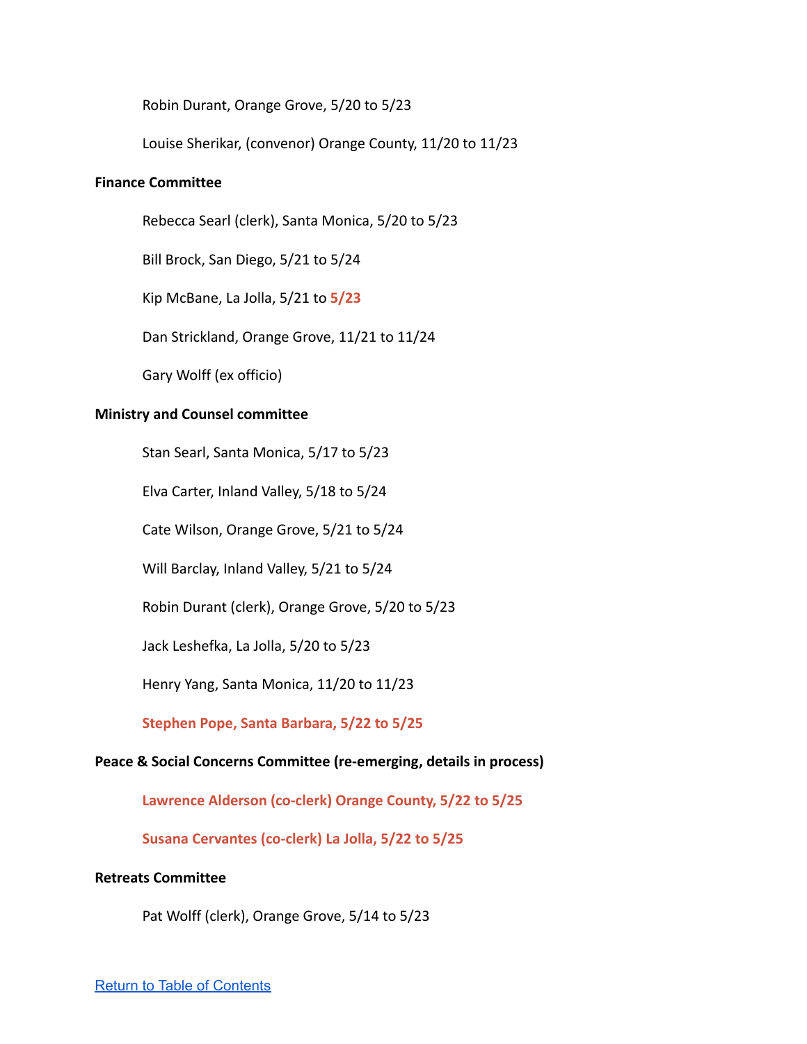Robin Durant, Orange Grove, 5/20 to 5/23

Louise Sherikar, (convenor) Orange County, 11/20 to 11/23

**Finance Committee**

Rebecca Searl (clerk), Santa Monica, 5/20 to 5/23

Bill Brock, San Diego, 5/21 to 5/24

Kip McBane, La Jolla, 5/21 to **5/23**

Dan Strickland, Orange Grove, 11/21 to 11/24

Gary Wolff (ex officio)

**Ministry and Counsel committee**

Stan Searl, Santa Monica, 5/17 to 5/23

Elva Carter, Inland Valley, 5/18 to 5/24

Cate Wilson, Orange Grove, 5/21 to 5/24

Will Barclay, Inland Valley, 5/21 to 5/24

Robin Durant (clerk), Orange Grove, 5/20 to 5/23

Jack Leshefka, La Jolla, 5/20 to 5/23

Henry Yang, Santa Monica, 11/20 to 11/23

**Stephen Pope, Santa Barbara, 5/22 to 5/25**

**Peace & Social Concerns Committee (re-emerging, details in process)**

**Lawrence Alderson (co-clerk) Orange County, 5/22 to 5/25**

**Susana Cervantes (co-clerk) La Jolla, 5/22 to 5/25**

**Retreats Committee**

Pat Wolff (clerk), Orange Grove, 5/14 to 5/23

Return to Table of Contents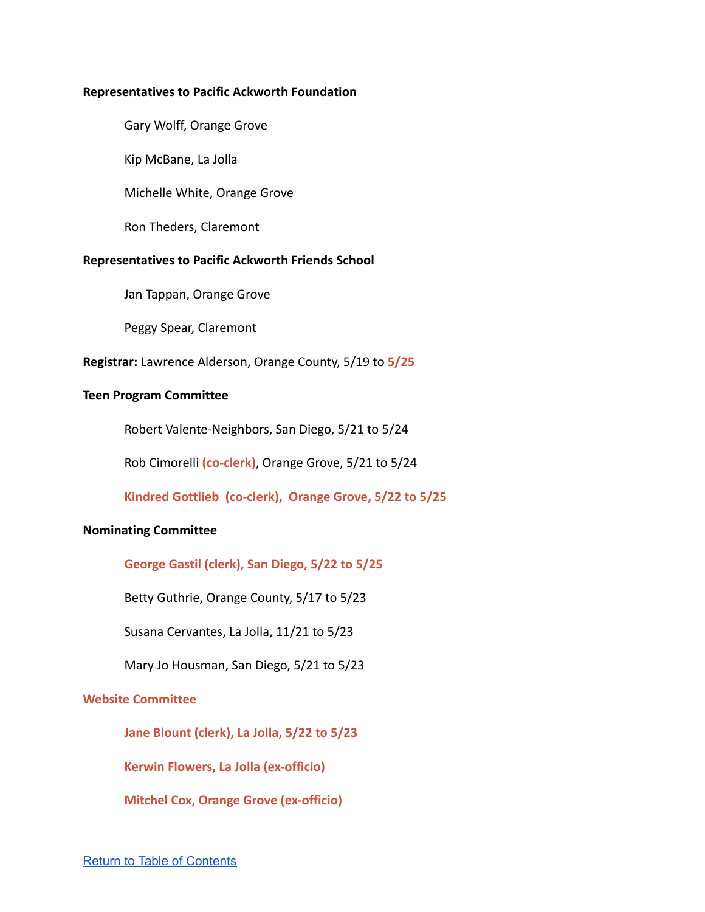**Representatives to Pacific Ackworth Foundation**

Gary Wolff, Orange Grove

Kip McBane, La Jolla

Michelle White, Orange Grove

Ron Theders, Claremont

**Representatives to Pacific Ackworth Friends School**

Jan Tappan, Orange Grove

Peggy Spear, Claremont

**Registrar:** Lawrence Alderson, Orange County, 5/19 to **5/25**

**Teen Program Committee**

Robert Valente-Neighbors, San Diego, 5/21 to 5/24

Rob Cimorelli **(co-clerk)**, Orange Grove, 5/21 to 5/24

**Kindred Gottlieb (co-clerk), Orange Grove, 5/22 to 5/25**

**Nominating Committee**

**George Gastil (clerk), San Diego, 5/22 to 5/25**

Betty Guthrie, Orange County, 5/17 to 5/23

Susana Cervantes, La Jolla, 11/21 to 5/23

Mary Jo Housman, San Diego, 5/21 to 5/23

**Website Committee**

**Jane Blount (clerk), La Jolla, 5/22 to 5/23**

**Kerwin Flowers, La Jolla (ex-officio)**

**Mitchel Cox, Orange Grove (ex-officio)**

Return to Table of Contents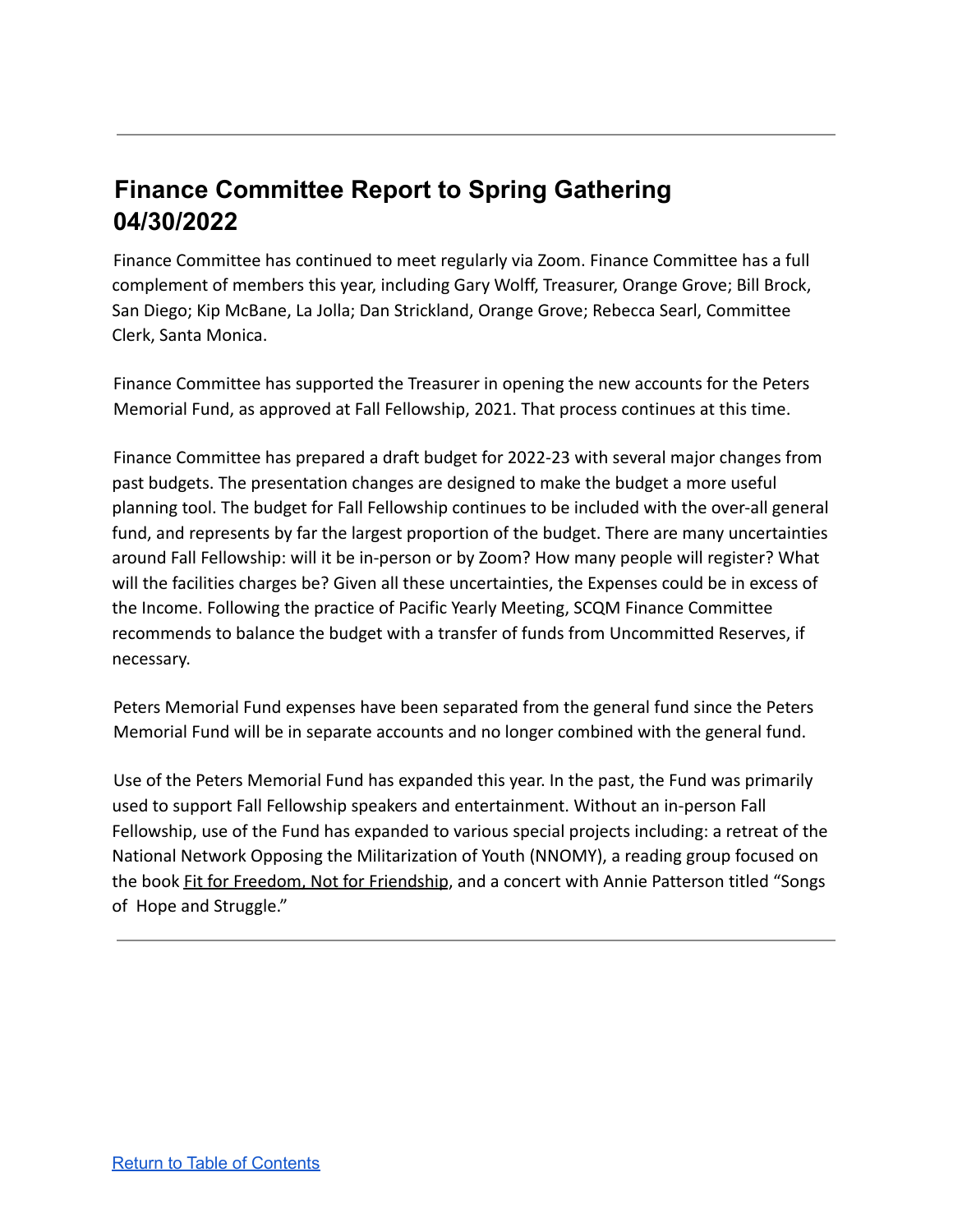---

## Finance Committee Report to Spring Gathering 04/30/2022

Finance Committee has continued to meet regularly via Zoom. Finance Committee has a full complement of members this year, including Gary Wolff, Treasurer, Orange Grove; Bill Brock, San Diego; Kip McBane, La Jolla; Dan Strickland, Orange Grove; Rebecca Searl, Committee Clerk, Santa Monica.

Finance Committee has supported the Treasurer in opening the new accounts for the Peters Memorial Fund, as approved at Fall Fellowship, 2021. That process continues at this time.

Finance Committee has prepared a draft budget for 2022-23 with several major changes from past budgets. The presentation changes are designed to make the budget a more useful planning tool. The budget for Fall Fellowship continues to be included with the over-all general fund, and represents by far the largest proportion of the budget. There are many uncertainties around Fall Fellowship: will it be in-person or by Zoom? How many people will register? What will the facilities charges be? Given all these uncertainties, the Expenses could be in excess of the Income. Following the practice of Pacific Yearly Meeting, SCQM Finance Committee recommends to balance the budget with a transfer of funds from Uncommitted Reserves, if necessary.

Peters Memorial Fund expenses have been separated from the general fund since the Peters Memorial Fund will be in separate accounts and no longer combined with the general fund.

Use of the Peters Memorial Fund has expanded this year. In the past, the Fund was primarily used to support Fall Fellowship speakers and entertainment. Without an in-person Fall Fellowship, use of the Fund has expanded to various special projects including: a retreat of the National Network Opposing the Militarization of Youth (NNOMY), a reading group focused on the book Fit for Freedom, Not for Friendship, and a concert with Annie Patterson titled "Songs of Hope and Struggle."

---

Return to Table of Contents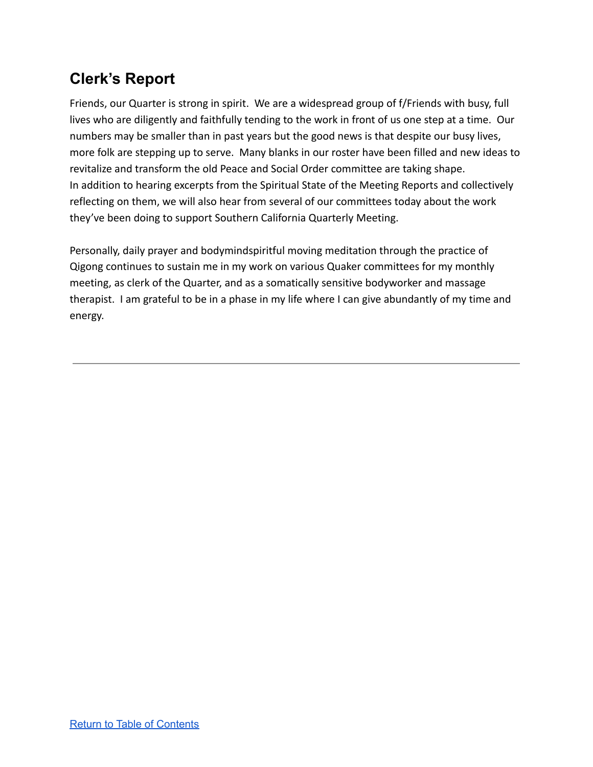## Clerk's Report

Friends, our Quarter is strong in spirit. We are a widespread group of f/Friends with busy, full lives who are diligently and faithfully tending to the work in front of us one step at a time. Our numbers may be smaller than in past years but the good news is that despite our busy lives, more folk are stepping up to serve. Many blanks in our roster have been filled and new ideas to revitalize and transform the old Peace and Social Order committee are taking shape.
In addition to hearing excerpts from the Spiritual State of the Meeting Reports and collectively reflecting on them, we will also hear from several of our committees today about the work they've been doing to support Southern California Quarterly Meeting.

Personally, daily prayer and bodymindspiritful moving meditation through the practice of Qigong continues to sustain me in my work on various Quaker committees for my monthly meeting, as clerk of the Quarter, and as a somatically sensitive bodyworker and massage therapist. I am grateful to be in a phase in my life where I can give abundantly of my time and energy.

---

Return to Table of Contents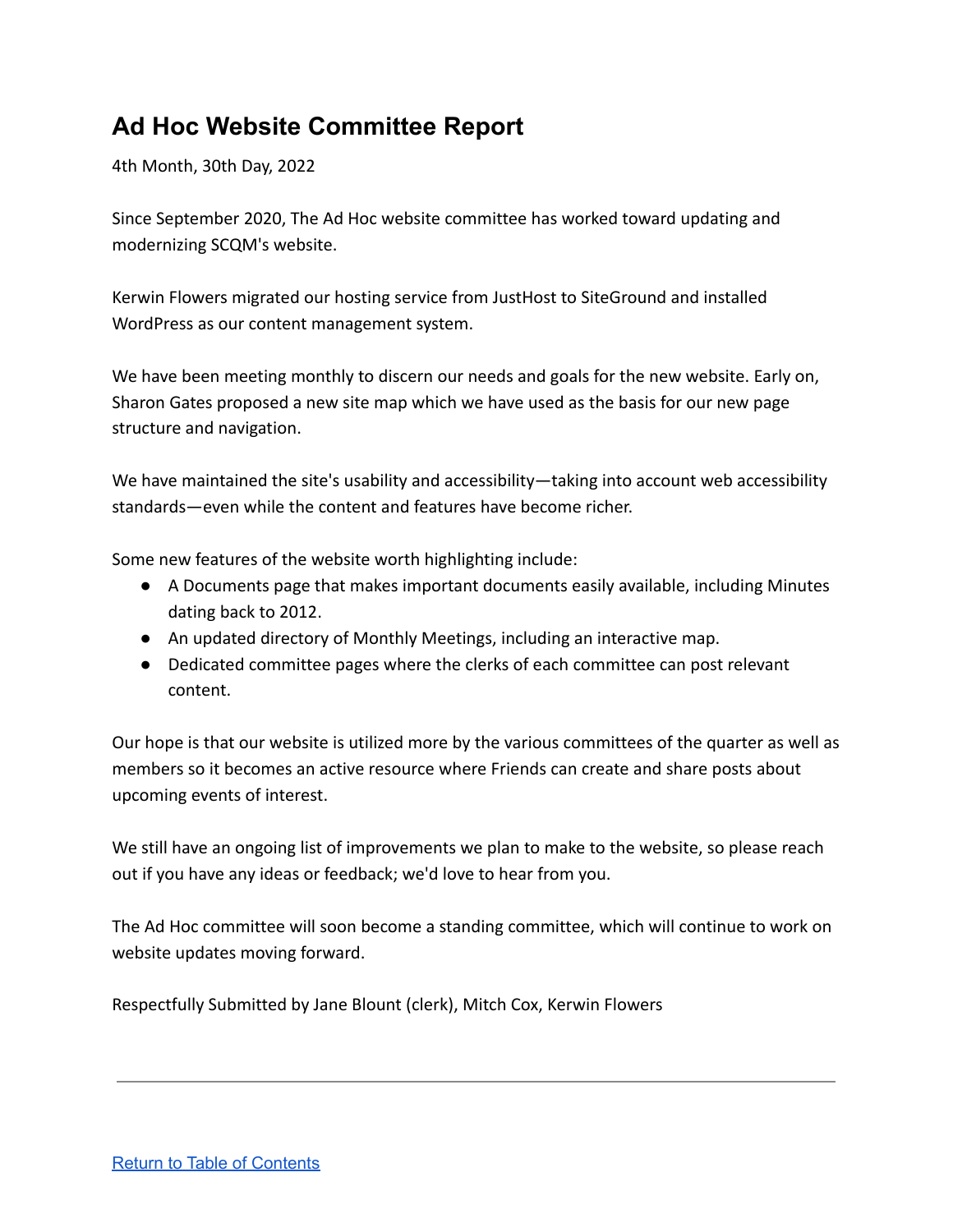# Ad Hoc Website Committee Report

4th Month, 30th Day, 2022

Since September 2020, The Ad Hoc website committee has worked toward updating and modernizing SCQM's website.

Kerwin Flowers migrated our hosting service from JustHost to SiteGround and installed WordPress as our content management system.

We have been meeting monthly to discern our needs and goals for the new website. Early on, Sharon Gates proposed a new site map which we have used as the basis for our new page structure and navigation.

We have maintained the site's usability and accessibility—taking into account web accessibility standards—even while the content and features have become richer.

Some new features of the website worth highlighting include:

- A Documents page that makes important documents easily available, including Minutes dating back to 2012.
- An updated directory of Monthly Meetings, including an interactive map.
- Dedicated committee pages where the clerks of each committee can post relevant content.

Our hope is that our website is utilized more by the various committees of the quarter as well as members so it becomes an active resource where Friends can create and share posts about upcoming events of interest.

We still have an ongoing list of improvements we plan to make to the website, so please reach out if you have any ideas or feedback; we'd love to hear from you.

The Ad Hoc committee will soon become a standing committee, which will continue to work on website updates moving forward.

Respectfully Submitted by Jane Blount (clerk), Mitch Cox, Kerwin Flowers

---

Return to Table of Contents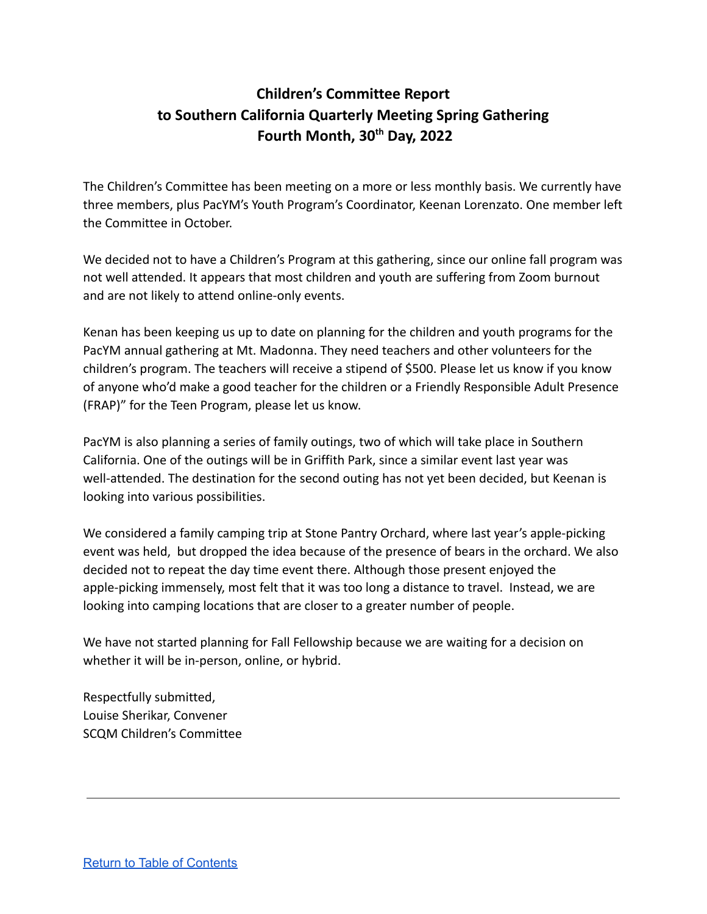# Children's Committee Report to Southern California Quarterly Meeting Spring Gathering Fourth Month, 30th Day, 2022

The Children's Committee has been meeting on a more or less monthly basis. We currently have three members, plus PacYM's Youth Program's Coordinator, Keenan Lorenzato. One member left the Committee in October.

We decided not to have a Children's Program at this gathering, since our online fall program was not well attended. It appears that most children and youth are suffering from Zoom burnout and are not likely to attend online-only events.

Kenan has been keeping us up to date on planning for the children and youth programs for the PacYM annual gathering at Mt. Madonna. They need teachers and other volunteers for the children's program. The teachers will receive a stipend of $500. Please let us know if you know of anyone who'd make a good teacher for the children or a Friendly Responsible Adult Presence (FRAP)" for the Teen Program, please let us know.

PacYM is also planning a series of family outings, two of which will take place in Southern California. One of the outings will be in Griffith Park, since a similar event last year was well-attended. The destination for the second outing has not yet been decided, but Keenan is looking into various possibilities.

We considered a family camping trip at Stone Pantry Orchard, where last year's apple-picking event was held, but dropped the idea because of the presence of bears in the orchard. We also decided not to repeat the day time event there. Although those present enjoyed the apple-picking immensely, most felt that it was too long a distance to travel. Instead, we are looking into camping locations that are closer to a greater number of people.

We have not started planning for Fall Fellowship because we are waiting for a decision on whether it will be in-person, online, or hybrid.

Respectfully submitted,
Louise Sherikar, Convener
SCQM Children's Committee

---

[Return to Table of Contents]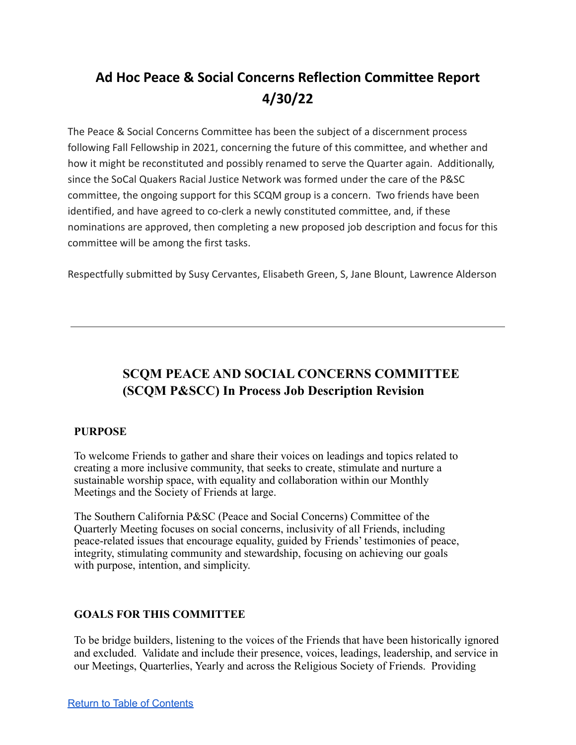# Ad Hoc Peace & Social Concerns Reflection Committee Report 4/30/22

The Peace & Social Concerns Committee has been the subject of a discernment process following Fall Fellowship in 2021, concerning the future of this committee, and whether and how it might be reconstituted and possibly renamed to serve the Quarter again. Additionally, since the SoCal Quakers Racial Justice Network was formed under the care of the P&SC committee, the ongoing support for this SCQM group is a concern. Two friends have been identified, and have agreed to co-clerk a newly constituted committee, and, if these nominations are approved, then completing a new proposed job description and focus for this committee will be among the first tasks.

Respectfully submitted by Susy Cervantes, Elisabeth Green, S, Jane Blount, Lawrence Alderson

---

## SCQM PEACE AND SOCIAL CONCERNS COMMITTEE (SCQM P&SCC) In Process Job Description Revision

### PURPOSE

To welcome Friends to gather and share their voices on leadings and topics related to creating a more inclusive community, that seeks to create, stimulate and nurture a sustainable worship space, with equality and collaboration within our Monthly Meetings and the Society of Friends at large.

The Southern California P&SC (Peace and Social Concerns) Committee of the Quarterly Meeting focuses on social concerns, inclusivity of all Friends, including peace-related issues that encourage equality, guided by Friends' testimonies of peace, integrity, stimulating community and stewardship, focusing on achieving our goals with purpose, intention, and simplicity.

### GOALS FOR THIS COMMITTEE

To be bridge builders, listening to the voices of the Friends that have been historically ignored and excluded. Validate and include their presence, voices, leadings, leadership, and service in our Meetings, Quarterlies, Yearly and across the Religious Society of Friends. Providing

[Return to Table of Contents]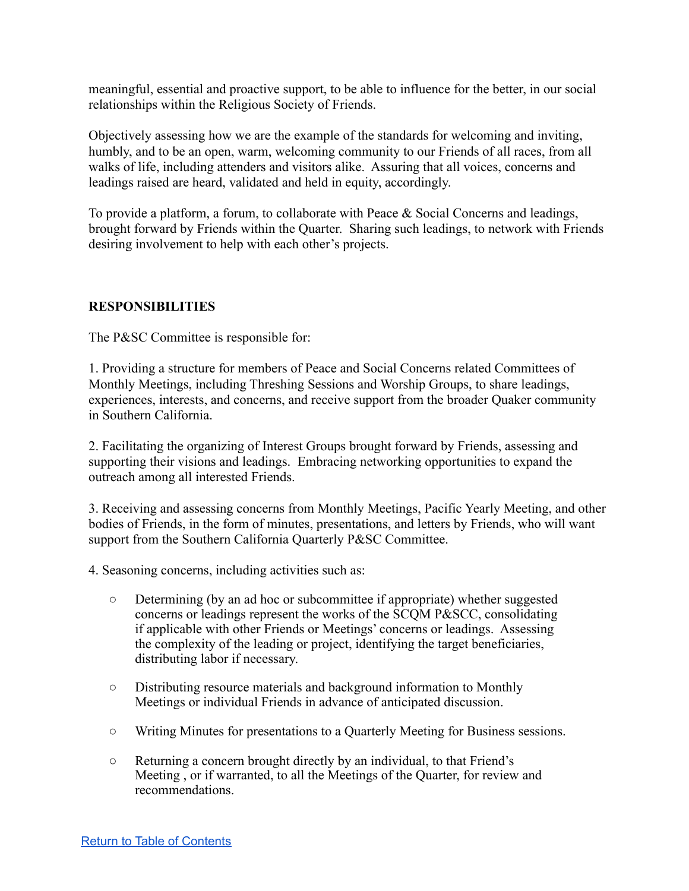meaningful, essential and proactive support, to be able to influence for the better, in our social relationships within the Religious Society of Friends.

Objectively assessing how we are the example of the standards for welcoming and inviting, humbly, and to be an open, warm, welcoming community to our Friends of all races, from all walks of life, including attenders and visitors alike. Assuring that all voices, concerns and leadings raised are heard, validated and held in equity, accordingly.

To provide a platform, a forum, to collaborate with Peace & Social Concerns and leadings, brought forward by Friends within the Quarter. Sharing such leadings, to network with Friends desiring involvement to help with each other's projects.

**RESPONSIBILITIES**

The P&SC Committee is responsible for:

1. Providing a structure for members of Peace and Social Concerns related Committees of Monthly Meetings, including Threshing Sessions and Worship Groups, to share leadings, experiences, interests, and concerns, and receive support from the broader Quaker community in Southern California.

2. Facilitating the organizing of Interest Groups brought forward by Friends, assessing and supporting their visions and leadings. Embracing networking opportunities to expand the outreach among all interested Friends.

3. Receiving and assessing concerns from Monthly Meetings, Pacific Yearly Meeting, and other bodies of Friends, in the form of minutes, presentations, and letters by Friends, who will want support from the Southern California Quarterly P&SC Committee.

4. Seasoning concerns, including activities such as:

   - Determining (by an ad hoc or subcommittee if appropriate) whether suggested concerns or leadings represent the works of the SCQM P&SCC, consolidating if applicable with other Friends or Meetings' concerns or leadings. Assessing the complexity of the leading or project, identifying the target beneficiaries, distributing labor if necessary.
   - Distributing resource materials and background information to Monthly Meetings or individual Friends in advance of anticipated discussion.
   - Writing Minutes for presentations to a Quarterly Meeting for Business sessions.
   - Returning a concern brought directly by an individual, to that Friend's Meeting , or if warranted, to all the Meetings of the Quarter, for review and recommendations.

Return to Table of Contents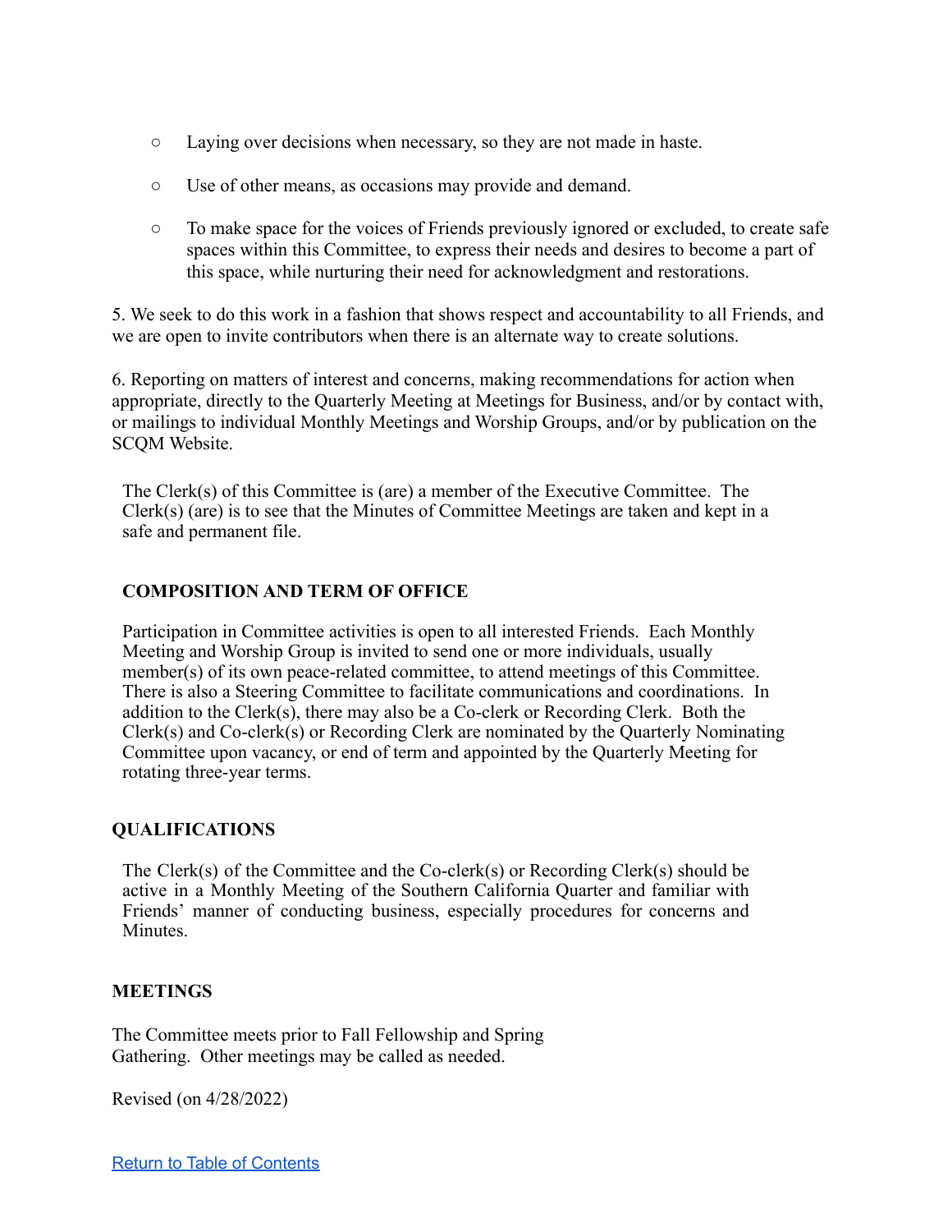- Laying over decisions when necessary, so they are not made in haste.
- Use of other means, as occasions may provide and demand.
- To make space for the voices of Friends previously ignored or excluded, to create safe spaces within this Committee, to express their needs and desires to become a part of this space, while nurturing their need for acknowledgment and restorations.

5. We seek to do this work in a fashion that shows respect and accountability to all Friends, and we are open to invite contributors when there is an alternate way to create solutions.

6. Reporting on matters of interest and concerns, making recommendations for action when appropriate, directly to the Quarterly Meeting at Meetings for Business, and/or by contact with, or mailings to individual Monthly Meetings and Worship Groups, and/or by publication on the SCQM Website.

The Clerk(s) of this Committee is (are) a member of the Executive Committee. The Clerk(s) (are) is to see that the Minutes of Committee Meetings are taken and kept in a safe and permanent file.

**COMPOSITION AND TERM OF OFFICE**

Participation in Committee activities is open to all interested Friends. Each Monthly Meeting and Worship Group is invited to send one or more individuals, usually member(s) of its own peace-related committee, to attend meetings of this Committee. There is also a Steering Committee to facilitate communications and coordinations. In addition to the Clerk(s), there may also be a Co-clerk or Recording Clerk. Both the Clerk(s) and Co-clerk(s) or Recording Clerk are nominated by the Quarterly Nominating Committee upon vacancy, or end of term and appointed by the Quarterly Meeting for rotating three-year terms.

**QUALIFICATIONS**

The Clerk(s) of the Committee and the Co-clerk(s) or Recording Clerk(s) should be active in a Monthly Meeting of the Southern California Quarter and familiar with Friends' manner of conducting business, especially procedures for concerns and Minutes.

**MEETINGS**

The Committee meets prior to Fall Fellowship and Spring Gathering. Other meetings may be called as needed.

Revised (on 4/28/2022)

[Return to Table of Contents]